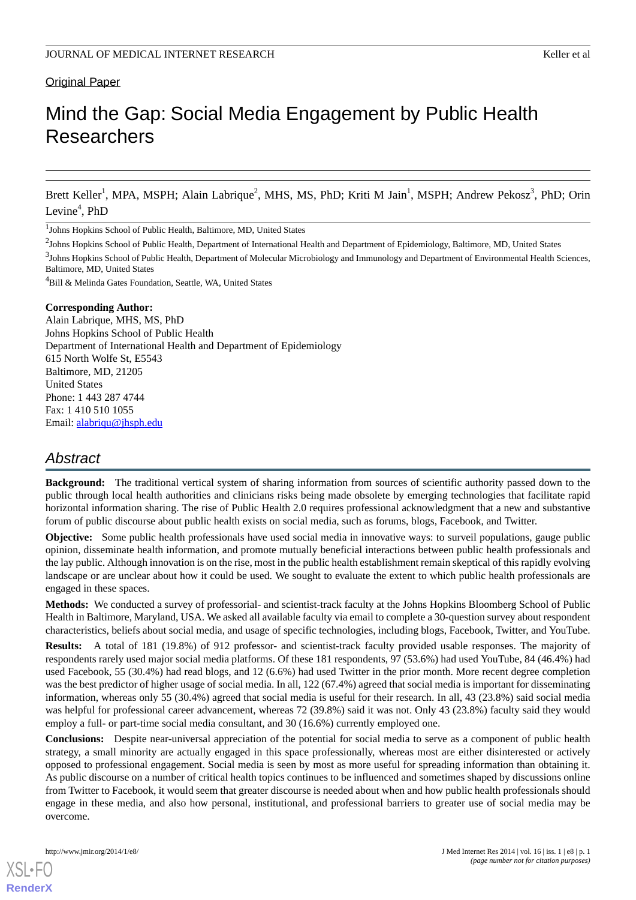Original Paper

# Mind the Gap: Social Media Engagement by Public Health Researchers

Brett Keller[1], MPA, MSPH; Alain Labrique[2], MHS, MS, PhD; Kriti M Jain[1], MSPH; Andrew Pekosz[3], PhD; Orin Levine[4], PhD

[1]Johns Hopkins School of Public Health, Baltimore, MD, United States

[2]Johns Hopkins School of Public Health, Department of International Health and Department of Epidemiology, Baltimore, MD, United States

[3]Johns Hopkins School of Public Health, Department of Molecular Microbiology and Immunology and Department of Environmental Health Sciences, Baltimore, MD, United States

[4]Bill & Melinda Gates Foundation, Seattle, WA, United States

**Corresponding Author:**
Alain Labrique, MHS, MS, PhD
Johns Hopkins School of Public Health
Department of International Health and Department of Epidemiology
615 North Wolfe St, E5543
Baltimore, MD, 21205
United States
Phone: 1 443 287 4744
Fax: 1 410 510 1055
Email: alabriqu@jhsph.edu

## Abstract

**Background:** The traditional vertical system of sharing information from sources of scientific authority passed down to the public through local health authorities and clinicians risks being made obsolete by emerging technologies that facilitate rapid horizontal information sharing. The rise of Public Health 2.0 requires professional acknowledgment that a new and substantive forum of public discourse about public health exists on social media, such as forums, blogs, Facebook, and Twitter.

**Objective:** Some public health professionals have used social media in innovative ways: to surveil populations, gauge public opinion, disseminate health information, and promote mutually beneficial interactions between public health professionals and the lay public. Although innovation is on the rise, most in the public health establishment remain skeptical of this rapidly evolving landscape or are unclear about how it could be used. We sought to evaluate the extent to which public health professionals are engaged in these spaces.

**Methods:** We conducted a survey of professorial- and scientist-track faculty at the Johns Hopkins Bloomberg School of Public Health in Baltimore, Maryland, USA. We asked all available faculty via email to complete a 30-question survey about respondent characteristics, beliefs about social media, and usage of specific technologies, including blogs, Facebook, Twitter, and YouTube.

**Results:** A total of 181 (19.8%) of 912 professor- and scientist-track faculty provided usable responses. The majority of respondents rarely used major social media platforms. Of these 181 respondents, 97 (53.6%) had used YouTube, 84 (46.4%) had used Facebook, 55 (30.4%) had read blogs, and 12 (6.6%) had used Twitter in the prior month. More recent degree completion was the best predictor of higher usage of social media. In all, 122 (67.4%) agreed that social media is important for disseminating information, whereas only 55 (30.4%) agreed that social media is useful for their research. In all, 43 (23.8%) said social media was helpful for professional career advancement, whereas 72 (39.8%) said it was not. Only 43 (23.8%) faculty said they would employ a full- or part-time social media consultant, and 30 (16.6%) currently employed one.

**Conclusions:** Despite near-universal appreciation of the potential for social media to serve as a component of public health strategy, a small minority are actually engaged in this space professionally, whereas most are either disinterested or actively opposed to professional engagement. Social media is seen by most as more useful for spreading information than obtaining it. As public discourse on a number of critical health topics continues to be influenced and sometimes shaped by discussions online from Twitter to Facebook, it would seem that greater discourse is needed about when and how public health professionals should engage in these media, and also how personal, institutional, and professional barriers to greater use of social media may be overcome.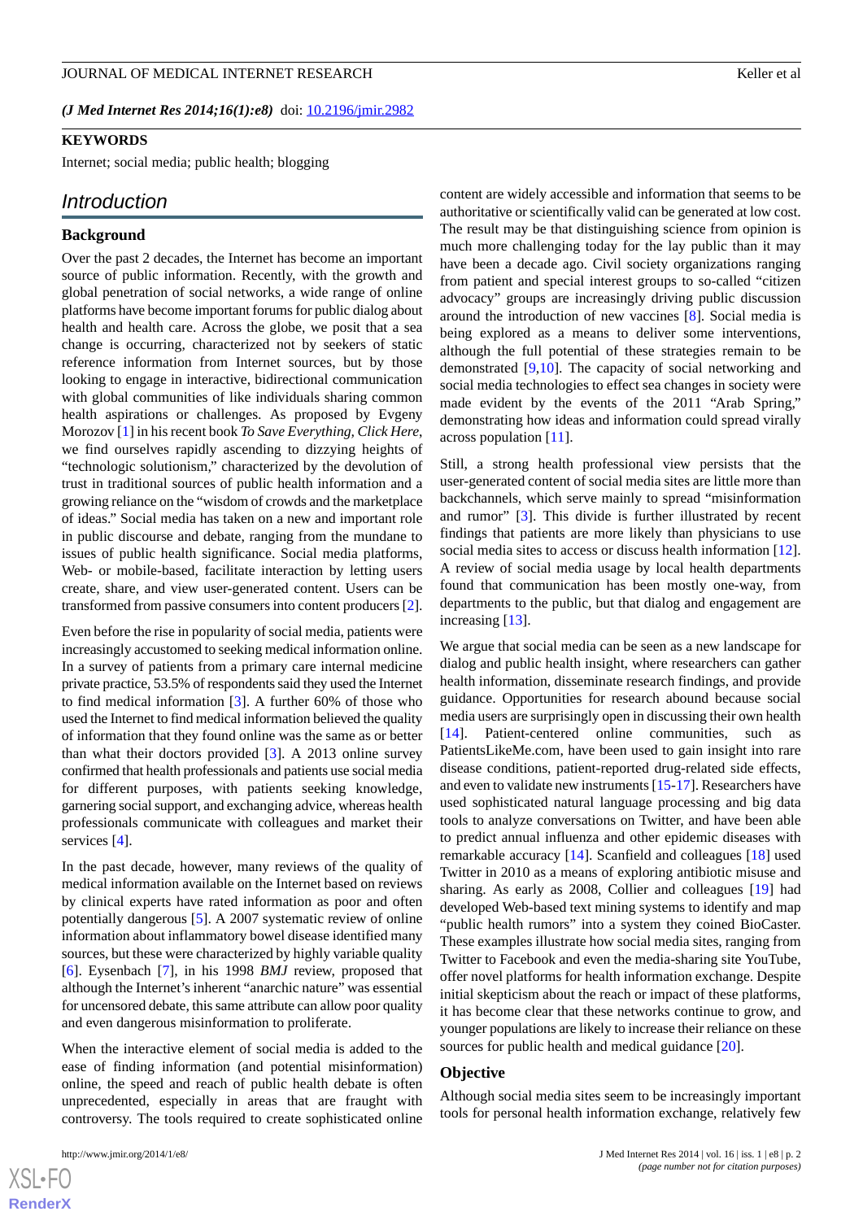(*J Med Internet Res 2014;16(1):e8*) doi: 10.2196/jmir.2982

**KEYWORDS**

Internet; social media; public health; blogging

## *Introduction*

### Background

Over the past 2 decades, the Internet has become an important source of public information. Recently, with the growth and global penetration of social networks, a wide range of online platforms have become important forums for public dialog about health and health care. Across the globe, we posit that a sea change is occurring, characterized not by seekers of static reference information from Internet sources, but by those looking to engage in interactive, bidirectional communication with global communities of like individuals sharing common health aspirations or challenges. As proposed by Evgeny Morozov [1] in his recent book *To Save Everything, Click Here*, we find ourselves rapidly ascending to dizzying heights of "technologic solutionism," characterized by the devolution of trust in traditional sources of public health information and a growing reliance on the "wisdom of crowds and the marketplace of ideas." Social media has taken on a new and important role in public discourse and debate, ranging from the mundane to issues of public health significance. Social media platforms, Web- or mobile-based, facilitate interaction by letting users create, share, and view user-generated content. Users can be transformed from passive consumers into content producers [2].

Even before the rise in popularity of social media, patients were increasingly accustomed to seeking medical information online. In a survey of patients from a primary care internal medicine private practice, 53.5% of respondents said they used the Internet to find medical information [3]. A further 60% of those who used the Internet to find medical information believed the quality of information that they found online was the same as or better than what their doctors provided [3]. A 2013 online survey confirmed that health professionals and patients use social media for different purposes, with patients seeking knowledge, garnering social support, and exchanging advice, whereas health professionals communicate with colleagues and market their services [4].

In the past decade, however, many reviews of the quality of medical information available on the Internet based on reviews by clinical experts have rated information as poor and often potentially dangerous [5]. A 2007 systematic review of online information about inflammatory bowel disease identified many sources, but these were characterized by highly variable quality [6]. Eysenbach [7], in his 1998 *BMJ* review, proposed that although the Internet's inherent "anarchic nature" was essential for uncensored debate, this same attribute can allow poor quality and even dangerous misinformation to proliferate.

When the interactive element of social media is added to the ease of finding information (and potential misinformation) online, the speed and reach of public health debate is often unprecedented, especially in areas that are fraught with controversy. The tools required to create sophisticated online content are widely accessible and information that seems to be authoritative or scientifically valid can be generated at low cost. The result may be that distinguishing science from opinion is much more challenging today for the lay public than it may have been a decade ago. Civil society organizations ranging from patient and special interest groups to so-called "citizen advocacy" groups are increasingly driving public discussion around the introduction of new vaccines [8]. Social media is being explored as a means to deliver some interventions, although the full potential of these strategies remain to be demonstrated [9,10]. The capacity of social networking and social media technologies to effect sea changes in society were made evident by the events of the 2011 "Arab Spring," demonstrating how ideas and information could spread virally across population [11].

Still, a strong health professional view persists that the user-generated content of social media sites are little more than backchannels, which serve mainly to spread "misinformation and rumor" [3]. This divide is further illustrated by recent findings that patients are more likely than physicians to use social media sites to access or discuss health information [12]. A review of social media usage by local health departments found that communication has been mostly one-way, from departments to the public, but that dialog and engagement are increasing [13].

We argue that social media can be seen as a new landscape for dialog and public health insight, where researchers can gather health information, disseminate research findings, and provide guidance. Opportunities for research abound because social media users are surprisingly open in discussing their own health [14]. Patient-centered online communities, such as PatientsLikeMe.com, have been used to gain insight into rare disease conditions, patient-reported drug-related side effects, and even to validate new instruments [15-17]. Researchers have used sophisticated natural language processing and big data tools to analyze conversations on Twitter, and have been able to predict annual influenza and other epidemic diseases with remarkable accuracy [14]. Scanfield and colleagues [18] used Twitter in 2010 as a means of exploring antibiotic misuse and sharing. As early as 2008, Collier and colleagues [19] had developed Web-based text mining systems to identify and map "public health rumors" into a system they coined BioCaster. These examples illustrate how social media sites, ranging from Twitter to Facebook and even the media-sharing site YouTube, offer novel platforms for health information exchange. Despite initial skepticism about the reach or impact of these platforms, it has become clear that these networks continue to grow, and younger populations are likely to increase their reliance on these sources for public health and medical guidance [20].

### Objective

Although social media sites seem to be increasingly important tools for personal health information exchange, relatively few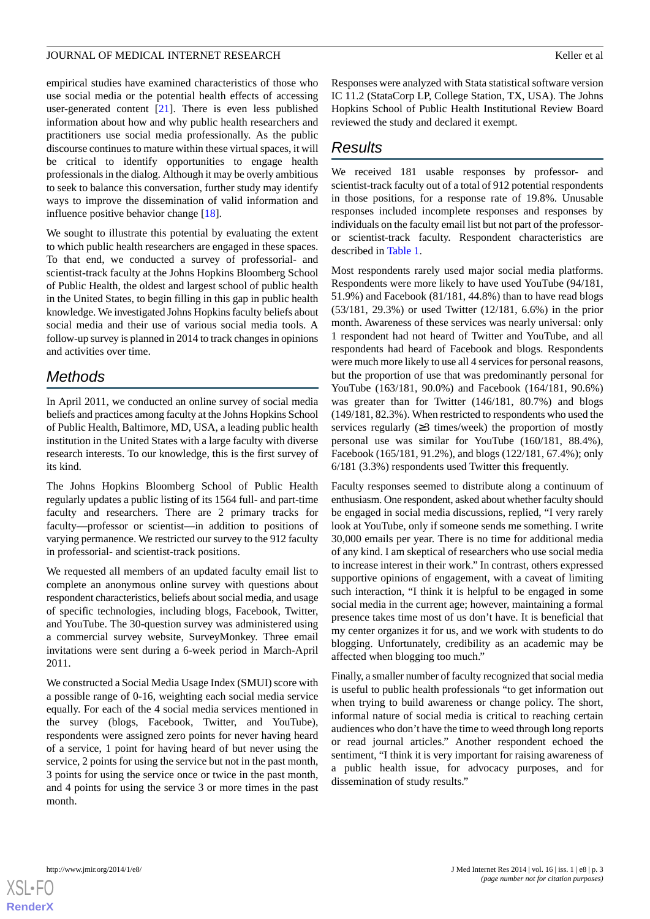empirical studies have examined characteristics of those who use social media or the potential health effects of accessing user-generated content [21]. There is even less published information about how and why public health researchers and practitioners use social media professionally. As the public discourse continues to mature within these virtual spaces, it will be critical to identify opportunities to engage health professionals in the dialog. Although it may be overly ambitious to seek to balance this conversation, further study may identify ways to improve the dissemination of valid information and influence positive behavior change [18].

We sought to illustrate this potential by evaluating the extent to which public health researchers are engaged in these spaces. To that end, we conducted a survey of professorial- and scientist-track faculty at the Johns Hopkins Bloomberg School of Public Health, the oldest and largest school of public health in the United States, to begin filling in this gap in public health knowledge. We investigated Johns Hopkins faculty beliefs about social media and their use of various social media tools. A follow-up survey is planned in 2014 to track changes in opinions and activities over time.

## Methods

In April 2011, we conducted an online survey of social media beliefs and practices among faculty at the Johns Hopkins School of Public Health, Baltimore, MD, USA, a leading public health institution in the United States with a large faculty with diverse research interests. To our knowledge, this is the first survey of its kind.

The Johns Hopkins Bloomberg School of Public Health regularly updates a public listing of its 1564 full- and part-time faculty and researchers. There are 2 primary tracks for faculty—professor or scientist—in addition to positions of varying permanence. We restricted our survey to the 912 faculty in professorial- and scientist-track positions.

We requested all members of an updated faculty email list to complete an anonymous online survey with questions about respondent characteristics, beliefs about social media, and usage of specific technologies, including blogs, Facebook, Twitter, and YouTube. The 30-question survey was administered using a commercial survey website, SurveyMonkey. Three email invitations were sent during a 6-week period in March-April 2011.

We constructed a Social Media Usage Index (SMUI) score with a possible range of 0-16, weighting each social media service equally. For each of the 4 social media services mentioned in the survey (blogs, Facebook, Twitter, and YouTube), respondents were assigned zero points for never having heard of a service, 1 point for having heard of but never using the service, 2 points for using the service but not in the past month, 3 points for using the service once or twice in the past month, and 4 points for using the service 3 or more times in the past month.

Responses were analyzed with Stata statistical software version IC 11.2 (StataCorp LP, College Station, TX, USA). The Johns Hopkins School of Public Health Institutional Review Board reviewed the study and declared it exempt.

## Results

We received 181 usable responses by professor- and scientist-track faculty out of a total of 912 potential respondents in those positions, for a response rate of 19.8%. Unusable responses included incomplete responses and responses by individuals on the faculty email list but not part of the professor- or scientist-track faculty. Respondent characteristics are described in Table 1.

Most respondents rarely used major social media platforms. Respondents were more likely to have used YouTube (94/181, 51.9%) and Facebook (81/181, 44.8%) than to have read blogs (53/181, 29.3%) or used Twitter (12/181, 6.6%) in the prior month. Awareness of these services was nearly universal: only 1 respondent had not heard of Twitter and YouTube, and all respondents had heard of Facebook and blogs. Respondents were much more likely to use all 4 services for personal reasons, but the proportion of use that was predominantly personal for YouTube (163/181, 90.0%) and Facebook (164/181, 90.6%) was greater than for Twitter (146/181, 80.7%) and blogs (149/181, 82.3%). When restricted to respondents who used the services regularly (≥3 times/week) the proportion of mostly personal use was similar for YouTube (160/181, 88.4%), Facebook (165/181, 91.2%), and blogs (122/181, 67.4%); only 6/181 (3.3%) respondents used Twitter this frequently.

Faculty responses seemed to distribute along a continuum of enthusiasm. One respondent, asked about whether faculty should be engaged in social media discussions, replied, "I very rarely look at YouTube, only if someone sends me something. I write 30,000 emails per year. There is no time for additional media of any kind. I am skeptical of researchers who use social media to increase interest in their work." In contrast, others expressed supportive opinions of engagement, with a caveat of limiting such interaction, "I think it is helpful to be engaged in some social media in the current age; however, maintaining a formal presence takes time most of us don't have. It is beneficial that my center organizes it for us, and we work with students to do blogging. Unfortunately, credibility as an academic may be affected when blogging too much."

Finally, a smaller number of faculty recognized that social media is useful to public health professionals "to get information out when trying to build awareness or change policy. The short, informal nature of social media is critical to reaching certain audiences who don't have the time to weed through long reports or read journal articles." Another respondent echoed the sentiment, "I think it is very important for raising awareness of a public health issue, for advocacy purposes, and for dissemination of study results."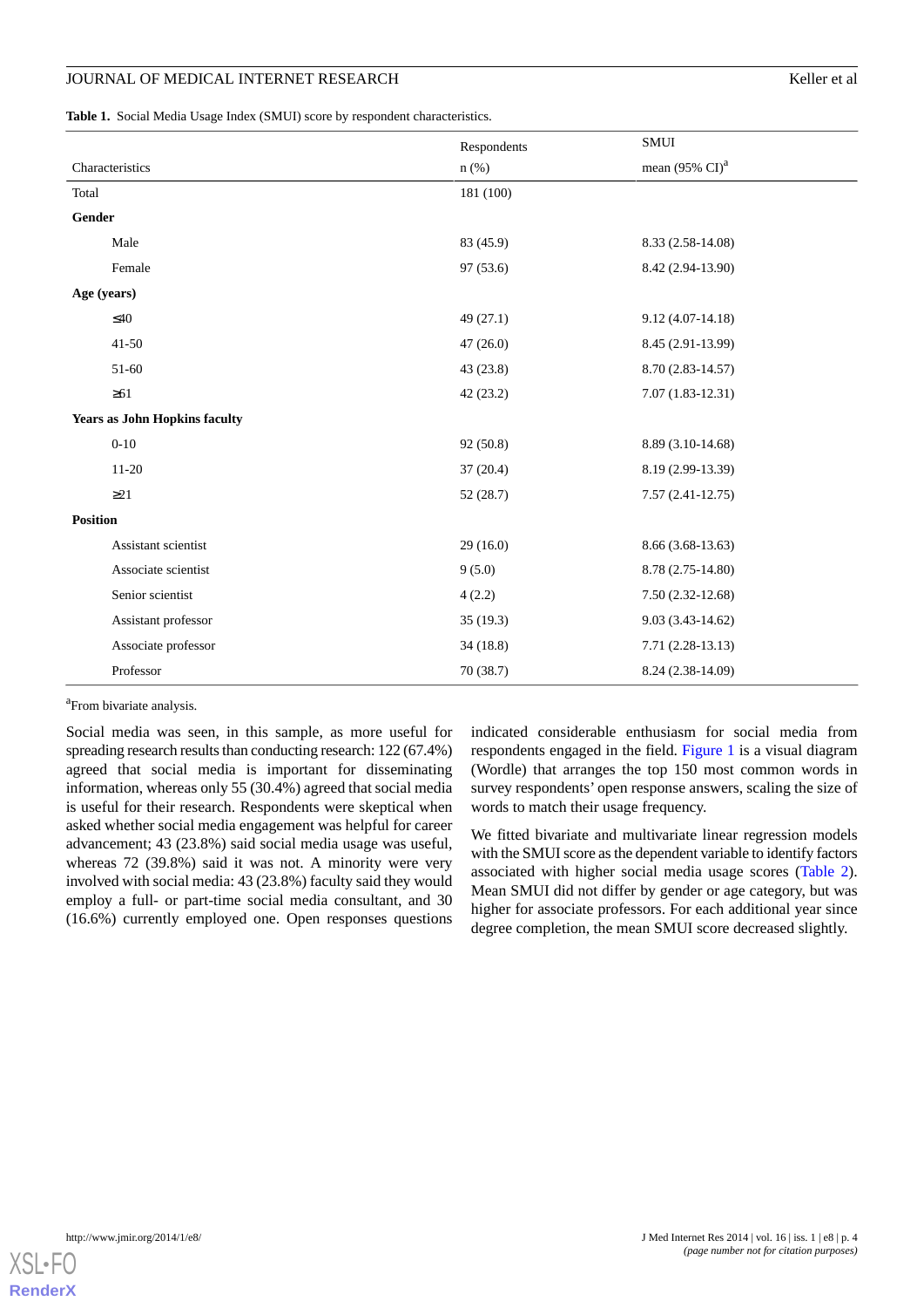**Table 1.** Social Media Usage Index (SMUI) score by respondent characteristics.

| Characteristics | Respondents n (%) | SMUI mean (95% CI)[a] |
|---|---|---|
| Total | 181 (100) | |
| **Gender** | | |
| Male | 83 (45.9) | 8.33 (2.58-14.08) |
| Female | 97 (53.6) | 8.42 (2.94-13.90) |
| **Age (years)** | | |
| ≤40 | 49 (27.1) | 9.12 (4.07-14.18) |
| 41-50 | 47 (26.0) | 8.45 (2.91-13.99) |
| 51-60 | 43 (23.8) | 8.70 (2.83-14.57) |
| ≥61 | 42 (23.2) | 7.07 (1.83-12.31) |
| **Years as John Hopkins faculty** | | |
| 0-10 | 92 (50.8) | 8.89 (3.10-14.68) |
| 11-20 | 37 (20.4) | 8.19 (2.99-13.39) |
| ≥21 | 52 (28.7) | 7.57 (2.41-12.75) |
| **Position** | | |
| Assistant scientist | 29 (16.0) | 8.66 (3.68-13.63) |
| Associate scientist | 9 (5.0) | 8.78 (2.75-14.80) |
| Senior scientist | 4 (2.2) | 7.50 (2.32-12.68) |
| Assistant professor | 35 (19.3) | 9.03 (3.43-14.62) |
| Associate professor | 34 (18.8) | 7.71 (2.28-13.13) |
| Professor | 70 (38.7) | 8.24 (2.38-14.09) |

[a]From bivariate analysis.

Social media was seen, in this sample, as more useful for spreading research results than conducting research: 122 (67.4%) agreed that social media is important for disseminating information, whereas only 55 (30.4%) agreed that social media is useful for their research. Respondents were skeptical when asked whether social media engagement was helpful for career advancement; 43 (23.8%) said social media usage was useful, whereas 72 (39.8%) said it was not. A minority were very involved with social media: 43 (23.8%) faculty said they would employ a full- or part-time social media consultant, and 30 (16.6%) currently employed one. Open responses questions indicated considerable enthusiasm for social media from respondents engaged in the field. Figure 1 is a visual diagram (Wordle) that arranges the top 150 most common words in survey respondents' open response answers, scaling the size of words to match their usage frequency.

We fitted bivariate and multivariate linear regression models with the SMUI score as the dependent variable to identify factors associated with higher social media usage scores (Table 2). Mean SMUI did not differ by gender or age category, but was higher for associate professors. For each additional year since degree completion, the mean SMUI score decreased slightly.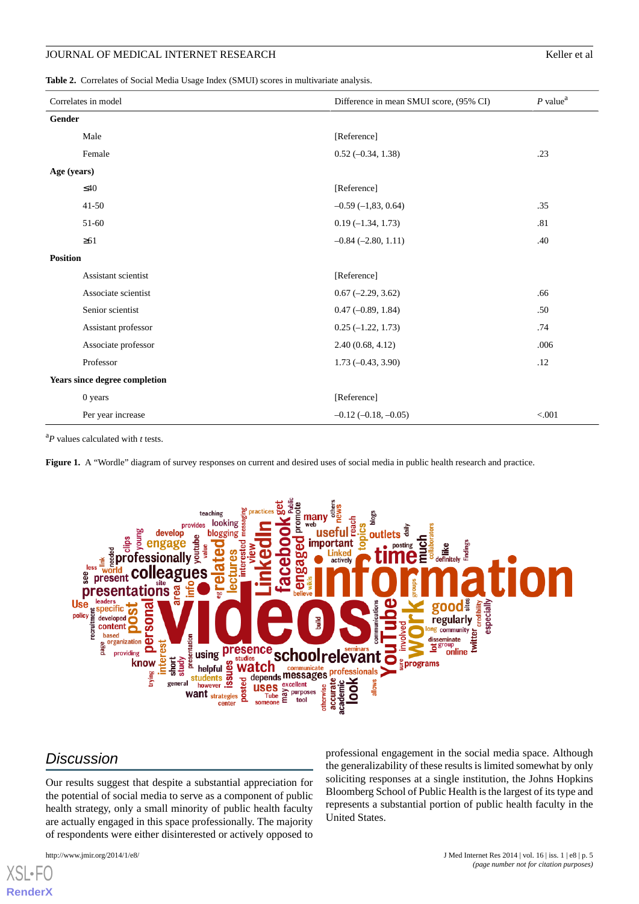**Table 2.** Correlates of Social Media Usage Index (SMUI) scores in multivariate analysis.

| Correlates in model | Difference in mean SMUI score, (95% CI) | *P* value[a] |
|---|---|---|
| **Gender** | | |
| Male | [Reference] | |
| Female | 0.52 (–0.34, 1.38) | .23 |
| **Age (years)** | | |
| ≤40 | [Reference] | |
| 41-50 | –0.59 (–1,83, 0.64) | .35 |
| 51-60 | 0.19 (–1.34, 1.73) | .81 |
| ≥61 | –0.84 (–2.80, 1.11) | .40 |
| **Position** | | |
| Assistant scientist | [Reference] | |
| Associate scientist | 0.67 (–2.29, 3.62) | .66 |
| Senior scientist | 0.47 (–0.89, 1.84) | .50 |
| Assistant professor | 0.25 (–1.22, 1.73) | .74 |
| Associate professor | 2.40 (0.68, 4.12) | .006 |
| Professor | 1.73 (–0.43, 3.90) | .12 |
| **Years since degree completion** | | |
| 0 years | [Reference] | |
| Per year increase | –0.12 (–0.18, –0.05) | <.001 |

[a]*P* values calculated with *t* tests.

**Figure 1.** A "Wordle" diagram of survey responses on current and desired uses of social media in public health research and practice.

## Discussion

Our results suggest that despite a substantial appreciation for the potential of social media to serve as a component of public health strategy, only a small minority of public health faculty are actually engaged in this space professionally. The majority of respondents were either disinterested or actively opposed to professional engagement in the social media space. Although the generalizability of these results is limited somewhat by only soliciting responses at a single institution, the Johns Hopkins Bloomberg School of Public Health is the largest of its type and represents a substantial portion of public health faculty in the United States.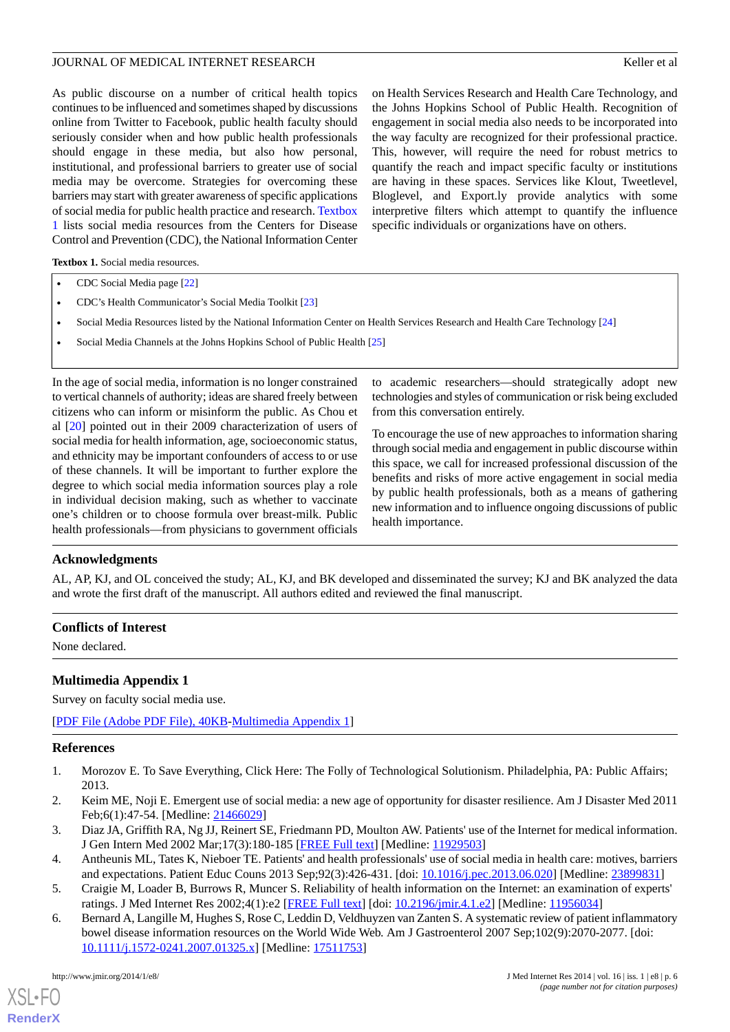As public discourse on a number of critical health topics continues to be influenced and sometimes shaped by discussions online from Twitter to Facebook, public health faculty should seriously consider when and how public health professionals should engage in these media, but also how personal, institutional, and professional barriers to greater use of social media may be overcome. Strategies for overcoming these barriers may start with greater awareness of specific applications of social media for public health practice and research. Textbox 1 lists social media resources from the Centers for Disease Control and Prevention (CDC), the National Information Center on Health Services Research and Health Care Technology, and the Johns Hopkins School of Public Health. Recognition of engagement in social media also needs to be incorporated into the way faculty are recognized for their professional practice. This, however, will require the need for robust metrics to quantify the reach and impact specific faculty or institutions are having in these spaces. Services like Klout, Tweetlevel, Bloglevel, and Export.ly provide analytics with some interpretive filters which attempt to quantify the influence specific individuals or organizations have on others.

**Textbox 1.** Social media resources.

- CDC Social Media page [22]
- CDC's Health Communicator's Social Media Toolkit [23]
- Social Media Resources listed by the National Information Center on Health Services Research and Health Care Technology [24]
- Social Media Channels at the Johns Hopkins School of Public Health [25]

In the age of social media, information is no longer constrained to vertical channels of authority; ideas are shared freely between citizens who can inform or misinform the public. As Chou et al [20] pointed out in their 2009 characterization of users of social media for health information, age, socioeconomic status, and ethnicity may be important confounders of access to or use of these channels. It will be important to further explore the degree to which social media information sources play a role in individual decision making, such as whether to vaccinate one's children or to choose formula over breast-milk. Public health professionals—from physicians to government officials to academic researchers—should strategically adopt new technologies and styles of communication or risk being excluded from this conversation entirely.

To encourage the use of new approaches to information sharing through social media and engagement in public discourse within this space, we call for increased professional discussion of the benefits and risks of more active engagement in social media by public health professionals, both as a means of gathering new information and to influence ongoing discussions of public health importance.

## Acknowledgments

AL, AP, KJ, and OL conceived the study; AL, KJ, and BK developed and disseminated the survey; KJ and BK analyzed the data and wrote the first draft of the manuscript. All authors edited and reviewed the final manuscript.

## Conflicts of Interest

None declared.

## Multimedia Appendix 1

Survey on faculty social media use.

[PDF File (Adobe PDF File), 40KB-Multimedia Appendix 1]

## References

1. Morozov E. To Save Everything, Click Here: The Folly of Technological Solutionism. Philadelphia, PA: Public Affairs; 2013.
2. Keim ME, Noji E. Emergent use of social media: a new age of opportunity for disaster resilience. Am J Disaster Med 2011 Feb;6(1):47-54. [Medline: 21466029]
3. Diaz JA, Griffith RA, Ng JJ, Reinert SE, Friedmann PD, Moulton AW. Patients' use of the Internet for medical information. J Gen Intern Med 2002 Mar;17(3):180-185 [FREE Full text] [Medline: 11929503]
4. Antheunis ML, Tates K, Nieboer TE. Patients' and health professionals' use of social media in health care: motives, barriers and expectations. Patient Educ Couns 2013 Sep;92(3):426-431. [doi: 10.1016/j.pec.2013.06.020] [Medline: 23899831]
5. Craigie M, Loader B, Burrows R, Muncer S. Reliability of health information on the Internet: an examination of experts' ratings. J Med Internet Res 2002;4(1):e2 [FREE Full text] [doi: 10.2196/jmir.4.1.e2] [Medline: 11956034]
6. Bernard A, Langille M, Hughes S, Rose C, Leddin D, Veldhuyzen van Zanten S. A systematic review of patient inflammatory bowel disease information resources on the World Wide Web. Am J Gastroenterol 2007 Sep;102(9):2070-2077. [doi: 10.1111/j.1572-0241.2007.01325.x] [Medline: 17511753]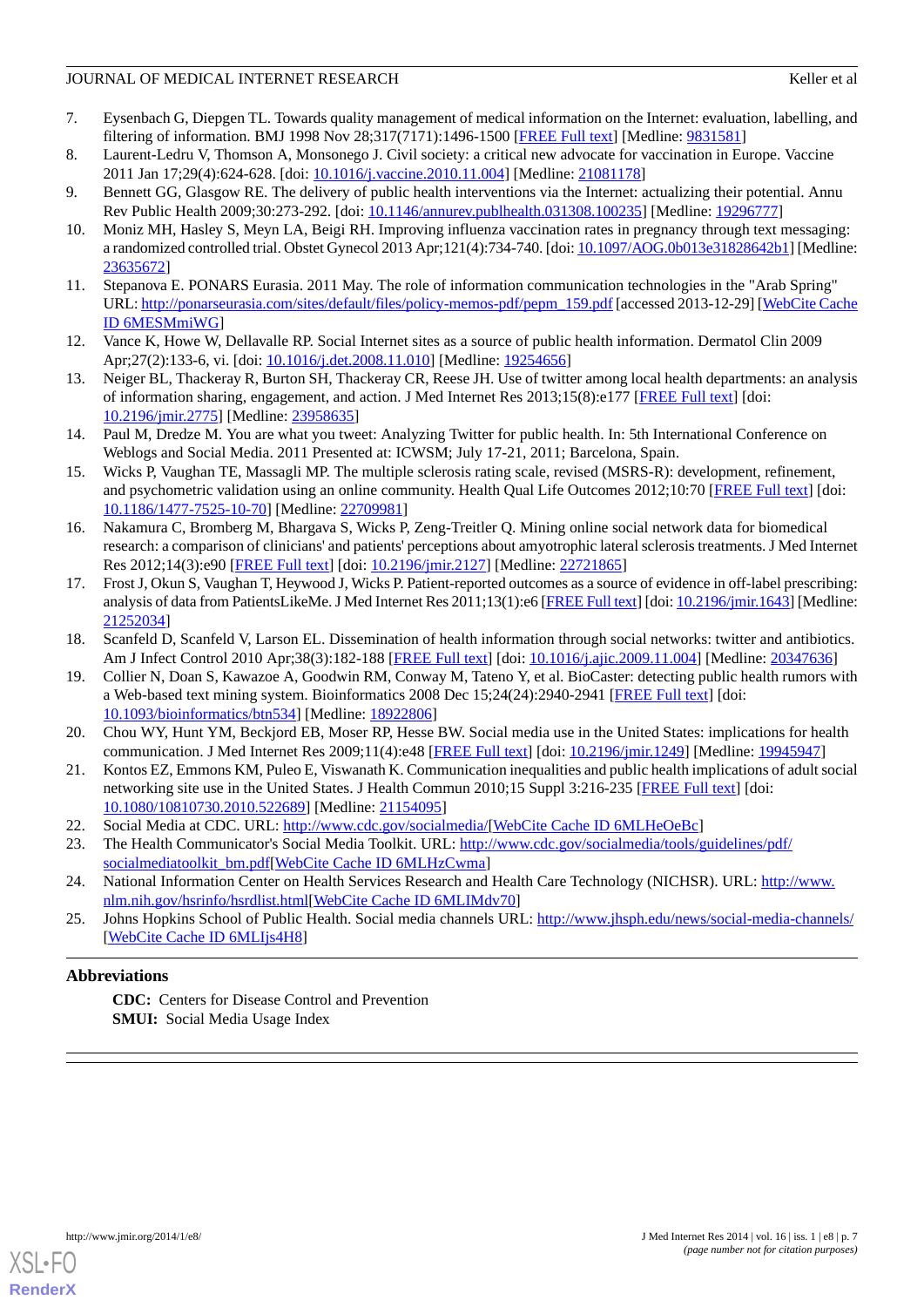7. Eysenbach G, Diepgen TL. Towards quality management of medical information on the Internet: evaluation, labelling, and filtering of information. BMJ 1998 Nov 28;317(7171):1496-1500 [FREE Full text] [Medline: 9831581]
8. Laurent-Ledru V, Thomson A, Monsonego J. Civil society: a critical new advocate for vaccination in Europe. Vaccine 2011 Jan 17;29(4):624-628. [doi: 10.1016/j.vaccine.2010.11.004] [Medline: 21081178]
9. Bennett GG, Glasgow RE. The delivery of public health interventions via the Internet: actualizing their potential. Annu Rev Public Health 2009;30:273-292. [doi: 10.1146/annurev.publhealth.031308.100235] [Medline: 19296777]
10. Moniz MH, Hasley S, Meyn LA, Beigi RH. Improving influenza vaccination rates in pregnancy through text messaging: a randomized controlled trial. Obstet Gynecol 2013 Apr;121(4):734-740. [doi: 10.1097/AOG.0b013e31828642b1] [Medline: 23635672]
11. Stepanova E. PONARS Eurasia. 2011 May. The role of information communication technologies in the "Arab Spring" URL: http://ponarseurasia.com/sites/default/files/policy-memos-pdf/pepm_159.pdf [accessed 2013-12-29] [WebCite Cache ID 6MESMmiWG]
12. Vance K, Howe W, Dellavalle RP. Social Internet sites as a source of public health information. Dermatol Clin 2009 Apr;27(2):133-6, vi. [doi: 10.1016/j.det.2008.11.010] [Medline: 19254656]
13. Neiger BL, Thackeray R, Burton SH, Thackeray CR, Reese JH. Use of twitter among local health departments: an analysis of information sharing, engagement, and action. J Med Internet Res 2013;15(8):e177 [FREE Full text] [doi: 10.2196/jmir.2775] [Medline: 23958635]
14. Paul M, Dredze M. You are what you tweet: Analyzing Twitter for public health. In: 5th International Conference on Weblogs and Social Media. 2011 Presented at: ICWSM; July 17-21, 2011; Barcelona, Spain.
15. Wicks P, Vaughan TE, Massagli MP. The multiple sclerosis rating scale, revised (MSRS-R): development, refinement, and psychometric validation using an online community. Health Qual Life Outcomes 2012;10:70 [FREE Full text] [doi: 10.1186/1477-7525-10-70] [Medline: 22709981]
16. Nakamura C, Bromberg M, Bhargava S, Wicks P, Zeng-Treitler Q. Mining online social network data for biomedical research: a comparison of clinicians' and patients' perceptions about amyotrophic lateral sclerosis treatments. J Med Internet Res 2012;14(3):e90 [FREE Full text] [doi: 10.2196/jmir.2127] [Medline: 22721865]
17. Frost J, Okun S, Vaughan T, Heywood J, Wicks P. Patient-reported outcomes as a source of evidence in off-label prescribing: analysis of data from PatientsLikeMe. J Med Internet Res 2011;13(1):e6 [FREE Full text] [doi: 10.2196/jmir.1643] [Medline: 21252034]
18. Scanfeld D, Scanfeld V, Larson EL. Dissemination of health information through social networks: twitter and antibiotics. Am J Infect Control 2010 Apr;38(3):182-188 [FREE Full text] [doi: 10.1016/j.ajic.2009.11.004] [Medline: 20347636]
19. Collier N, Doan S, Kawazoe A, Goodwin RM, Conway M, Tateno Y, et al. BioCaster: detecting public health rumors with a Web-based text mining system. Bioinformatics 2008 Dec 15;24(24):2940-2941 [FREE Full text] [doi: 10.1093/bioinformatics/btn534] [Medline: 18922806]
20. Chou WY, Hunt YM, Beckjord EB, Moser RP, Hesse BW. Social media use in the United States: implications for health communication. J Med Internet Res 2009;11(4):e48 [FREE Full text] [doi: 10.2196/jmir.1249] [Medline: 19945947]
21. Kontos EZ, Emmons KM, Puleo E, Viswanath K. Communication inequalities and public health implications of adult social networking site use in the United States. J Health Commun 2010;15 Suppl 3:216-235 [FREE Full text] [doi: 10.1080/10810730.2010.522689] [Medline: 21154095]
22. Social Media at CDC. URL: http://www.cdc.gov/socialmedia/[WebCite Cache ID 6MLHeOeBc]
23. The Health Communicator's Social Media Toolkit. URL: http://www.cdc.gov/socialmedia/tools/guidelines/pdf/socialmediatoolkit_bm.pdf[WebCite Cache ID 6MLHzCwma]
24. National Information Center on Health Services Research and Health Care Technology (NICHSR). URL: http://www.nlm.nih.gov/hsrinfo/hsrdlist.html[WebCite Cache ID 6MLIMdv70]
25. Johns Hopkins School of Public Health. Social media channels URL: http://www.jhsph.edu/news/social-media-channels/ [WebCite Cache ID 6MLIjs4H8]

## Abbreviations

**CDC:** Centers for Disease Control and Prevention
**SMUI:** Social Media Usage Index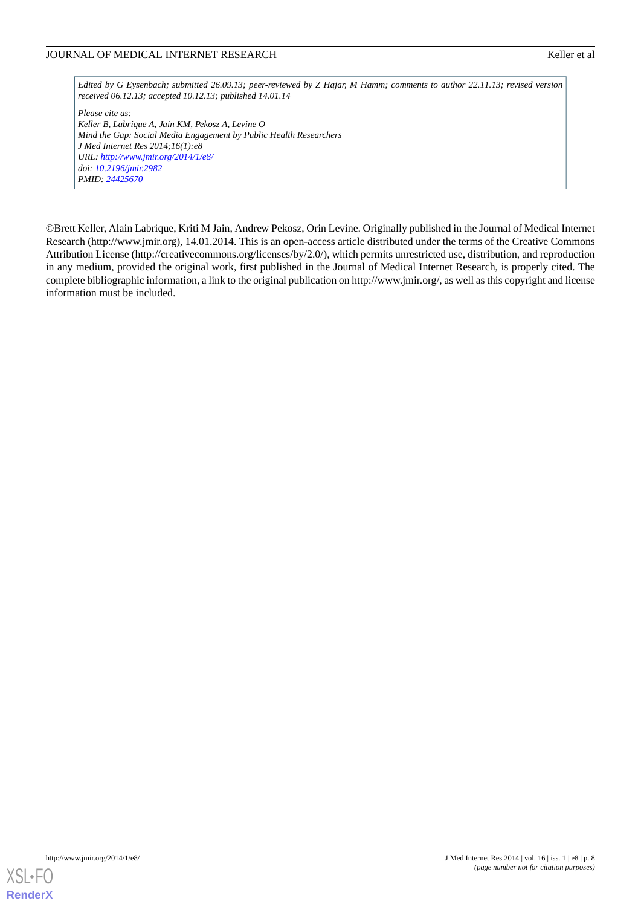*Edited by G Eysenbach; submitted 26.09.13; peer-reviewed by Z Hajar, M Hamm; comments to author 22.11.13; revised version received 06.12.13; accepted 10.12.13; published 14.01.14*

*Please cite as:*
*Keller B, Labrique A, Jain KM, Pekosz A, Levine O*
*Mind the Gap: Social Media Engagement by Public Health Researchers*
*J Med Internet Res 2014;16(1):e8*
*URL: [http://www.jmir.org/2014/1/e8/](http://www.jmir.org/2014/1/e8/)*
*doi: [10.2196/jmir.2982](10.2196/jmir.2982)*
*PMID: [24425670](24425670)*

©Brett Keller, Alain Labrique, Kriti M Jain, Andrew Pekosz, Orin Levine. Originally published in the Journal of Medical Internet Research (http://www.jmir.org), 14.01.2014. This is an open-access article distributed under the terms of the Creative Commons Attribution License (http://creativecommons.org/licenses/by/2.0/), which permits unrestricted use, distribution, and reproduction in any medium, provided the original work, first published in the Journal of Medical Internet Research, is properly cited. The complete bibliographic information, a link to the original publication on http://www.jmir.org/, as well as this copyright and license information must be included.